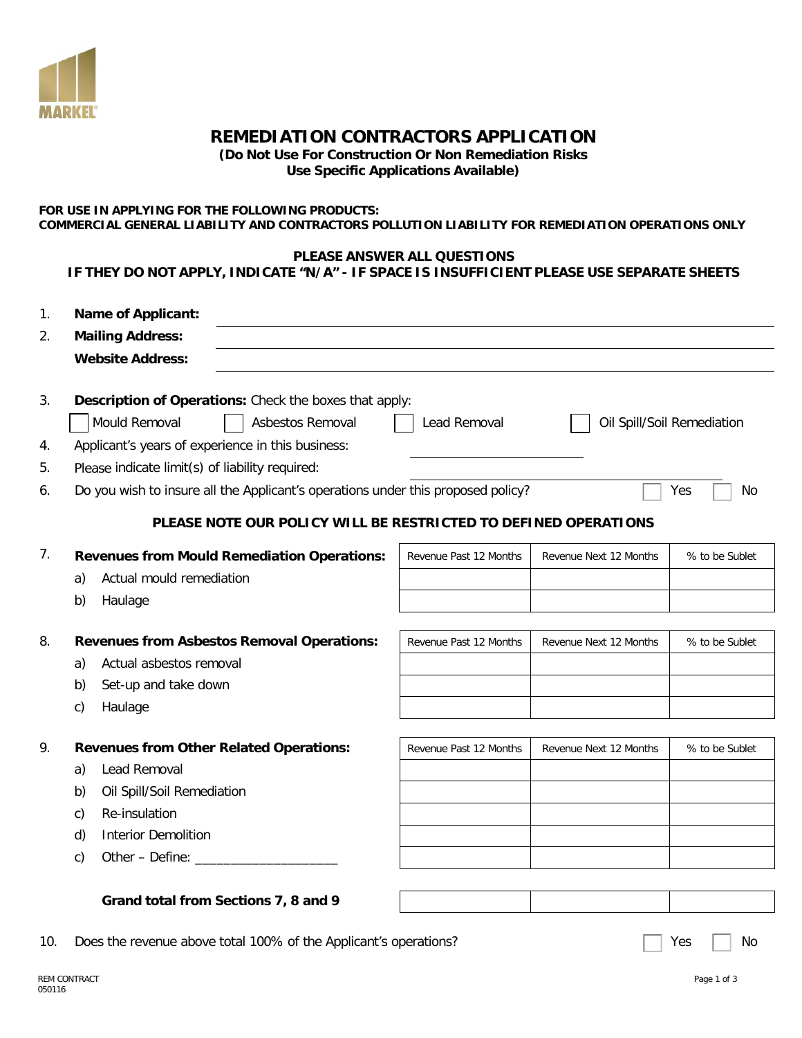# REMEDIATION CONTRACTORS APPLICATION

**(Do Not Use For Construction Or Non Remediation Risks  
Use Specific Applications Available)**

**FOR USE IN APPLYING FOR THE FOLLOWING PRODUCTS:  
COMMERCIAL GENERAL LIABILITY AND CONTRACTORS POLLUTION LIABILITY FOR REMEDIATION OPERATIONS ONLY**

**PLEASE ANSWER ALL QUESTIONS  
IF THEY DO NOT APPLY, INDICATE "N/A" - IF SPACE IS INSUFFICIENT PLEASE USE SEPARATE SHEETS**

1. **Name of Applicant:** ______________________________
2. **Mailing Address:** ______________________________

   **Website Address:** ______________________________

3. **Description of Operations:** Check the boxes that apply:

   ☐ Mould Removal ☐ Asbestos Removal ☐ Lead Removal ☐ Oil Spill/Soil Remediation

4. Applicant's years of experience in this business: ______________________________
5. Please indicate limit(s) of liability required: ______________________________
6. Do you wish to insure all the Applicant's operations under this proposed policy? ☐ Yes ☐ No

**PLEASE NOTE OUR POLICY WILL BE RESTRICTED TO DEFINED OPERATIONS**

7. **Revenues from Mould Remediation Operations:**

| | Revenue Past 12 Months | Revenue Next 12 Months | % to be Sublet |
|---|---|---|---|
| a) Actual mould remediation | | | |
| b) Haulage | | | |

8. **Revenues from Asbestos Removal Operations:**

| | Revenue Past 12 Months | Revenue Next 12 Months | % to be Sublet |
|---|---|---|---|
| a) Actual asbestos removal | | | |
| b) Set-up and take down | | | |
| c) Haulage | | | |

9. **Revenues from Other Related Operations:**

| | Revenue Past 12 Months | Revenue Next 12 Months | % to be Sublet |
|---|---|---|---|
| a) Lead Removal | | | |
| b) Oil Spill/Soil Remediation | | | |
| c) Re-insulation | | | |
| d) Interior Demolition | | | |
| c) Other – Define: ____________________ | | | |

| | Revenue Past 12 Months | Revenue Next 12 Months | % to be Sublet |
|---|---|---|---|
| **Grand total from Sections 7, 8 and 9** | | | |

10. Does the revenue above total 100% of the Applicant's operations? ☐ Yes ☐ No

REM CONTRACT  
050116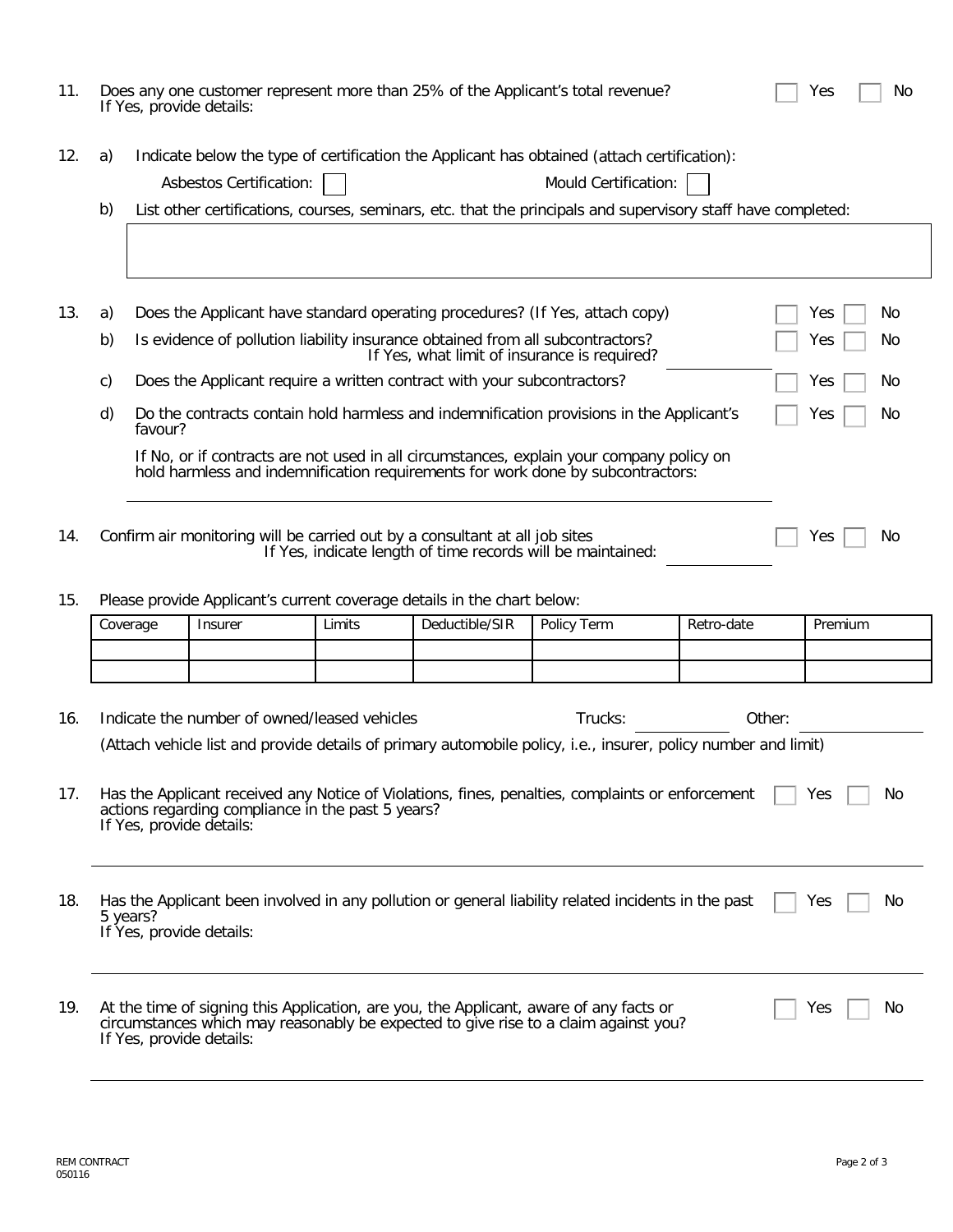11. Does any one customer represent more than 25% of the Applicant's total revenue? ☐ Yes ☐ No
    If Yes, provide details:

12. a) Indicate below the type of certification the Applicant has obtained (attach certification):

       Asbestos Certification: ☐ Mould Certification: ☐

    b) List other certifications, courses, seminars, etc. that the principals and supervisory staff have completed:

13. a) Does the Applicant have standard operating procedures? (If Yes, attach copy) ☐ Yes ☐ No

    b) Is evidence of pollution liability insurance obtained from all subcontractors? ☐ Yes ☐ No
       If Yes, what limit of insurance is required? ______________

    c) Does the Applicant require a written contract with your subcontractors? ☐ Yes ☐ No

    d) Do the contracts contain hold harmless and indemnification provisions in the Applicant's favour? ☐ Yes ☐ No

       If No, or if contracts are not used in all circumstances, explain your company policy on hold harmless and indemnification requirements for work done by subcontractors:

       ______________________________________________

14. Confirm air monitoring will be carried out by a consultant at all job sites ☐ Yes ☐ No
    If Yes, indicate length of time records will be maintained: ______________

15. Please provide Applicant's current coverage details in the chart below:

| Coverage | Insurer | Limits | Deductible/SIR | Policy Term | Retro-date | Premium |
|---|---|---|---|---|---|---|
| | | | | | | |
| | | | | | | |

16. Indicate the number of owned/leased vehicles Trucks: ______________ Other: ______________

    (Attach vehicle list and provide details of primary automobile policy, i.e., insurer, policy number and limit)

17. Has the Applicant received any Notice of Violations, fines, penalties, complaints or enforcement actions regarding compliance in the past 5 years? ☐ Yes ☐ No
    If Yes, provide details:

    ______________________________________________

18. Has the Applicant been involved in any pollution or general liability related incidents in the past 5 years? ☐ Yes ☐ No
    If Yes, provide details:

    ______________________________________________

19. At the time of signing this Application, are you, the Applicant, aware of any facts or circumstances which may reasonably be expected to give rise to a claim against you? ☐ Yes ☐ No
    If Yes, provide details:

    ______________________________________________

REM CONTRACT
050116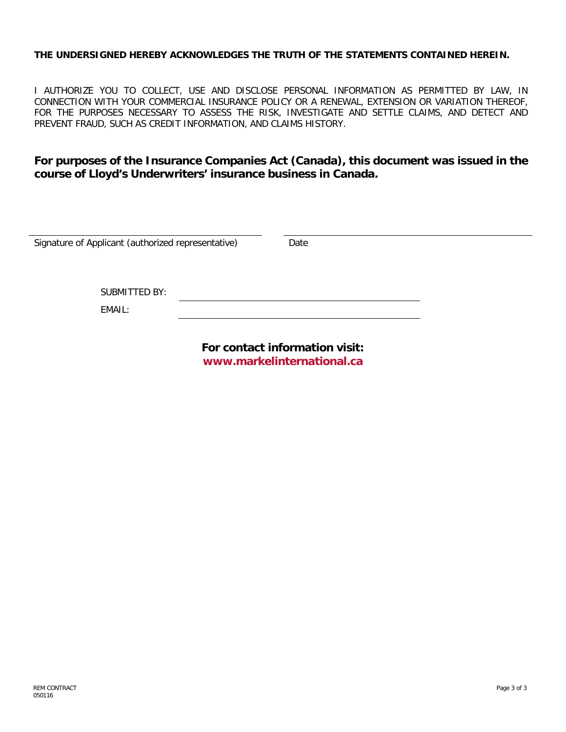**THE UNDERSIGNED HEREBY ACKNOWLEDGES THE TRUTH OF THE STATEMENTS CONTAINED HEREIN.**

I AUTHORIZE YOU TO COLLECT, USE AND DISCLOSE PERSONAL INFORMATION AS PERMITTED BY LAW, IN CONNECTION WITH YOUR COMMERCIAL INSURANCE POLICY OR A RENEWAL, EXTENSION OR VARIATION THEREOF, FOR THE PURPOSES NECESSARY TO ASSESS THE RISK, INVESTIGATE AND SETTLE CLAIMS, AND DETECT AND PREVENT FRAUD, SUCH AS CREDIT INFORMATION, AND CLAIMS HISTORY.

**For purposes of the Insurance Companies Act (Canada), this document was issued in the course of Lloyd's Underwriters' insurance business in Canada.**

______________________________ Signature of Applicant (authorized representative)

______________________________ Date

SUBMITTED BY: ______________________________

EMAIL: ______________________________

**For contact information visit:**
**www.markelinternational.ca**

REM CONTRACT
050116